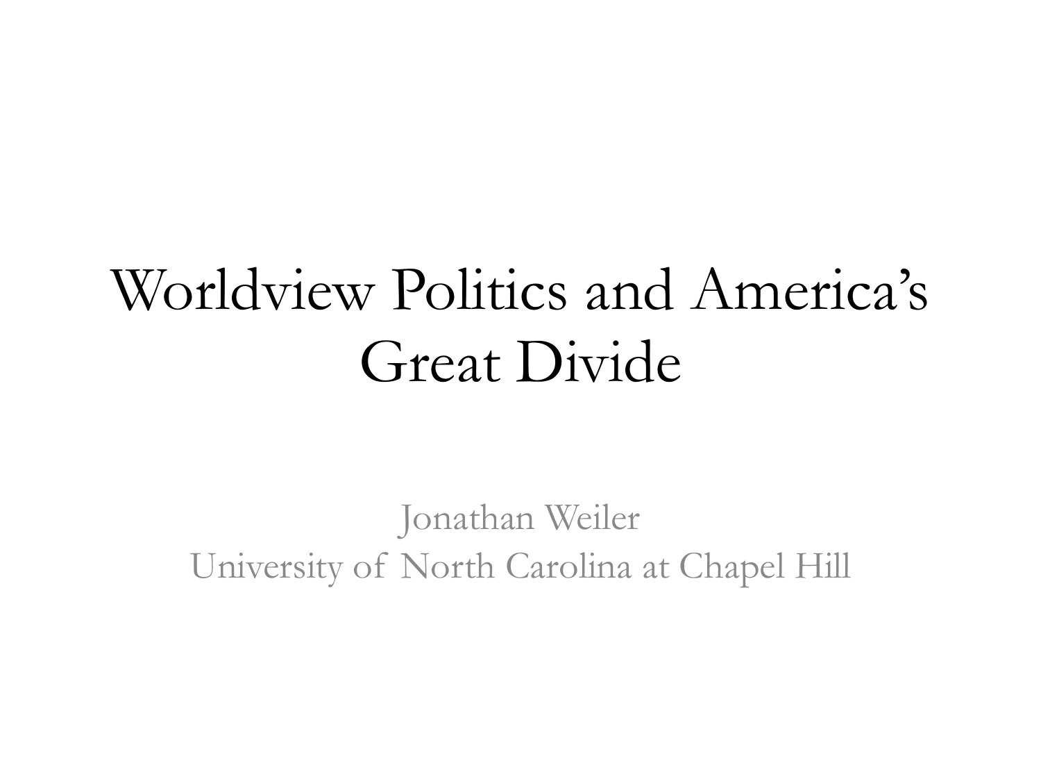# Worldview Politics and America's Great Divide

Jonathan Weiler
University of North Carolina at Chapel Hill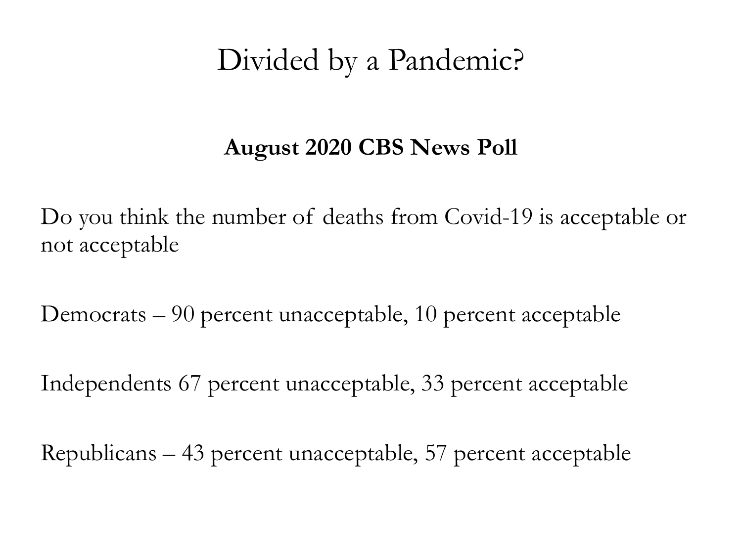# Divided by a Pandemic?

**August 2020 CBS News Poll**

Do you think the number of deaths from Covid-19 is acceptable or not acceptable

Democrats – 90 percent unacceptable, 10 percent acceptable

Independents 67 percent unacceptable, 33 percent acceptable

Republicans – 43 percent unacceptable, 57 percent acceptable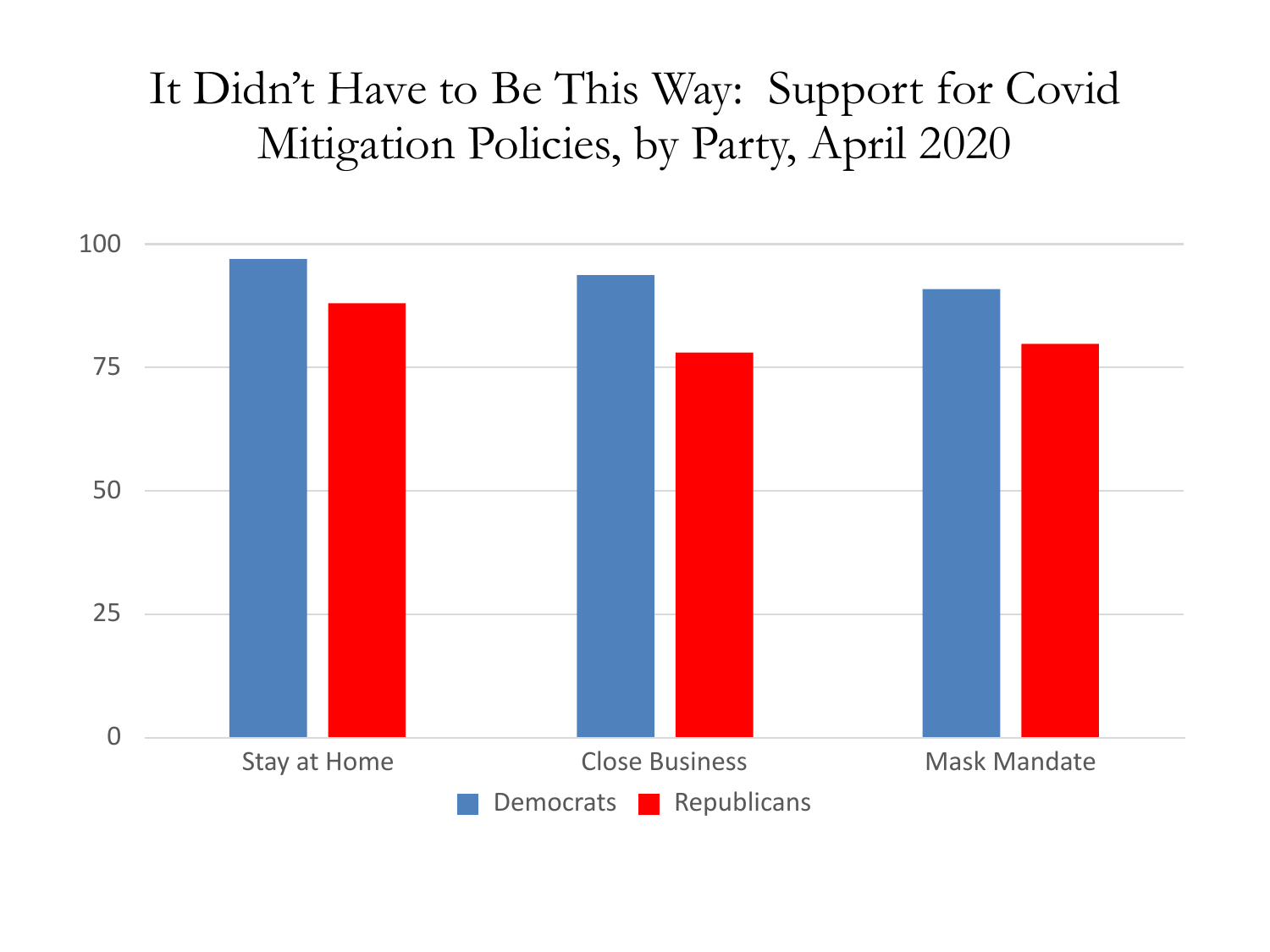# It Didn't Have to Be This Way: Support for Covid Mitigation Policies, by Party, April 2020

100

75

50

25

0

Stay at Home    Close Business    Mask Mandate

Democrats    Republicans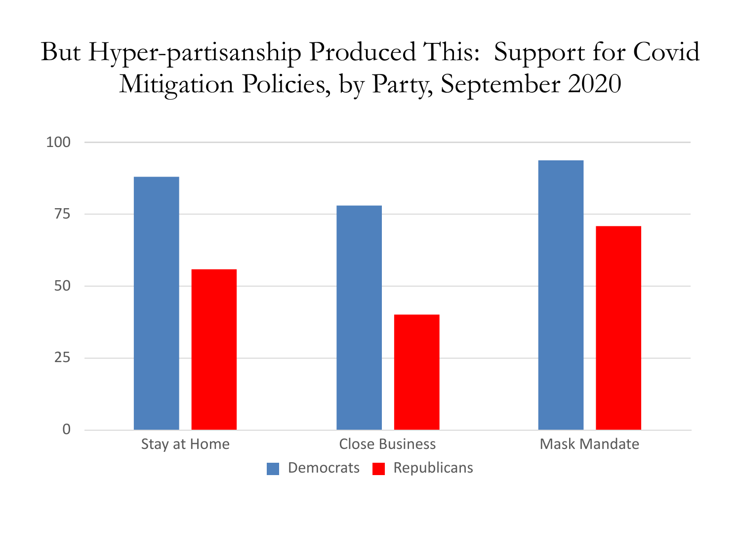# But Hyper-partisanship Produced This: Support for Covid Mitigation Policies, by Party, September 2020

100

75

50

25

0

Stay at Home | Close Business | Mask Mandate

Democrats | Republicans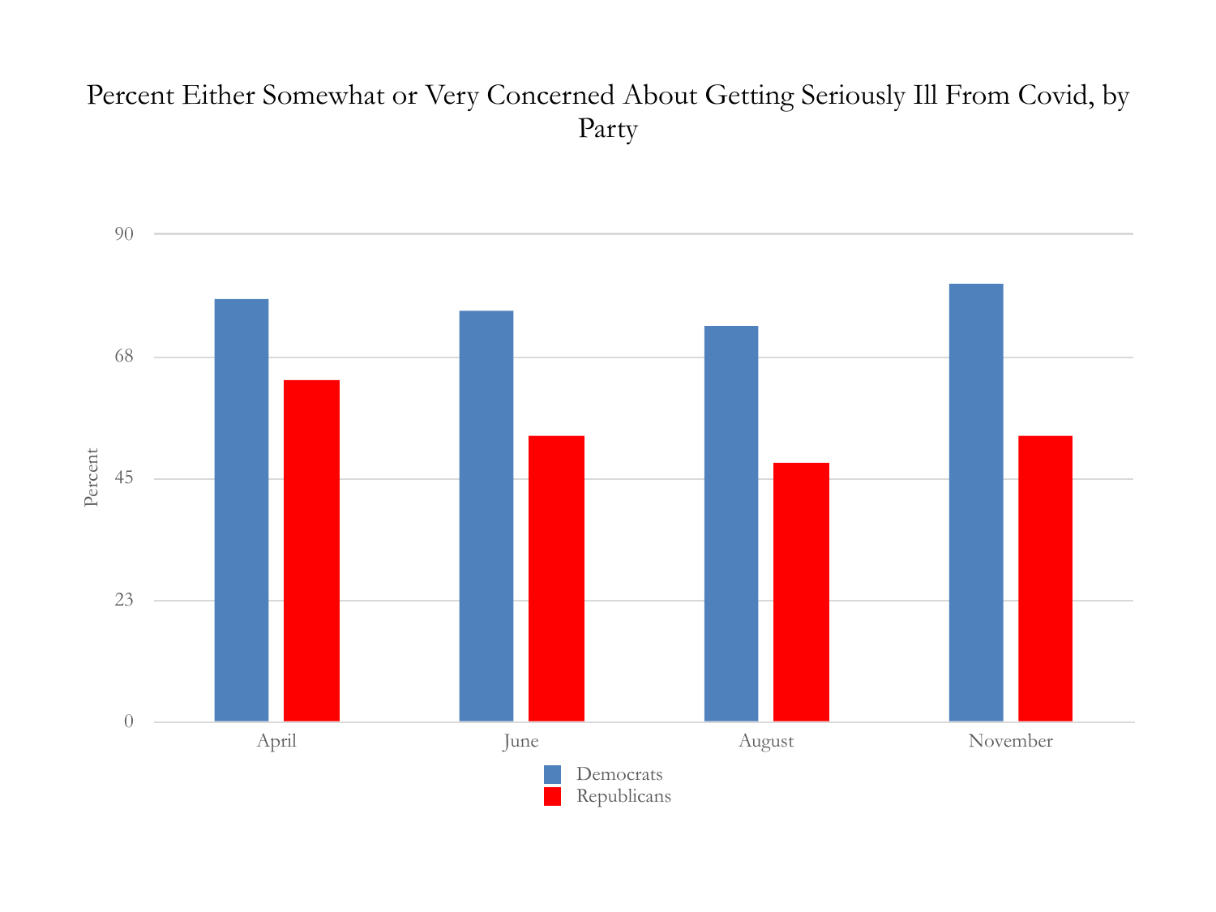Percent Either Somewhat or Very Concerned About Getting Seriously Ill From Covid, by Party

Percent

90

68

45

23

0

April

June

August

November

Democrats

Republicans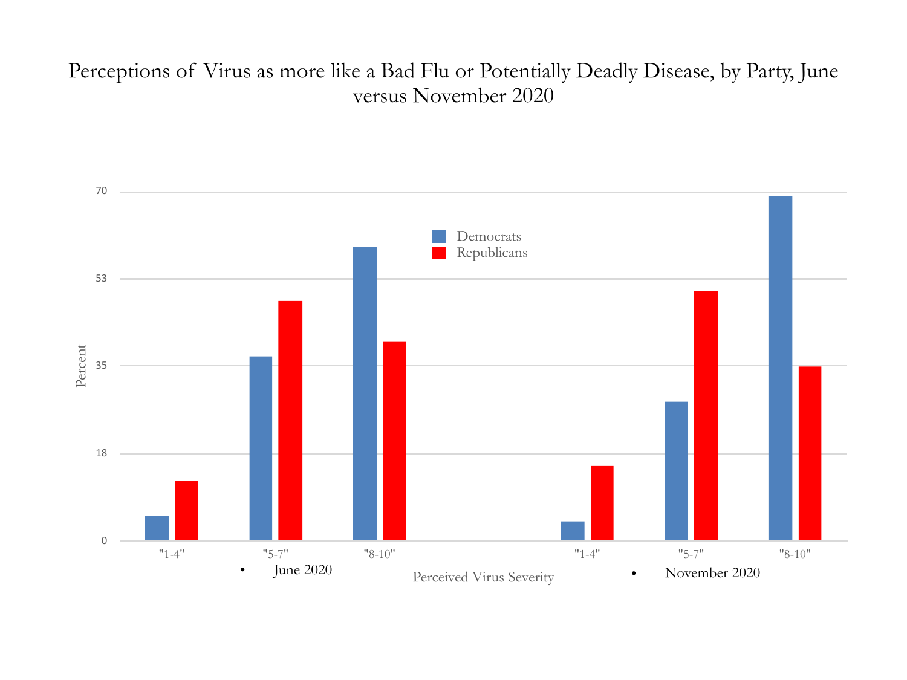Perceptions of Virus as more like a Bad Flu or Potentially Deadly Disease, by Party, June versus November 2020

Democrats
Republicans

Percent

70
53
35
18
0

"1-4" "5-7" "8-10" "1-4" "5-7" "8-10"

- June 2020

Perceived Virus Severity

- November 2020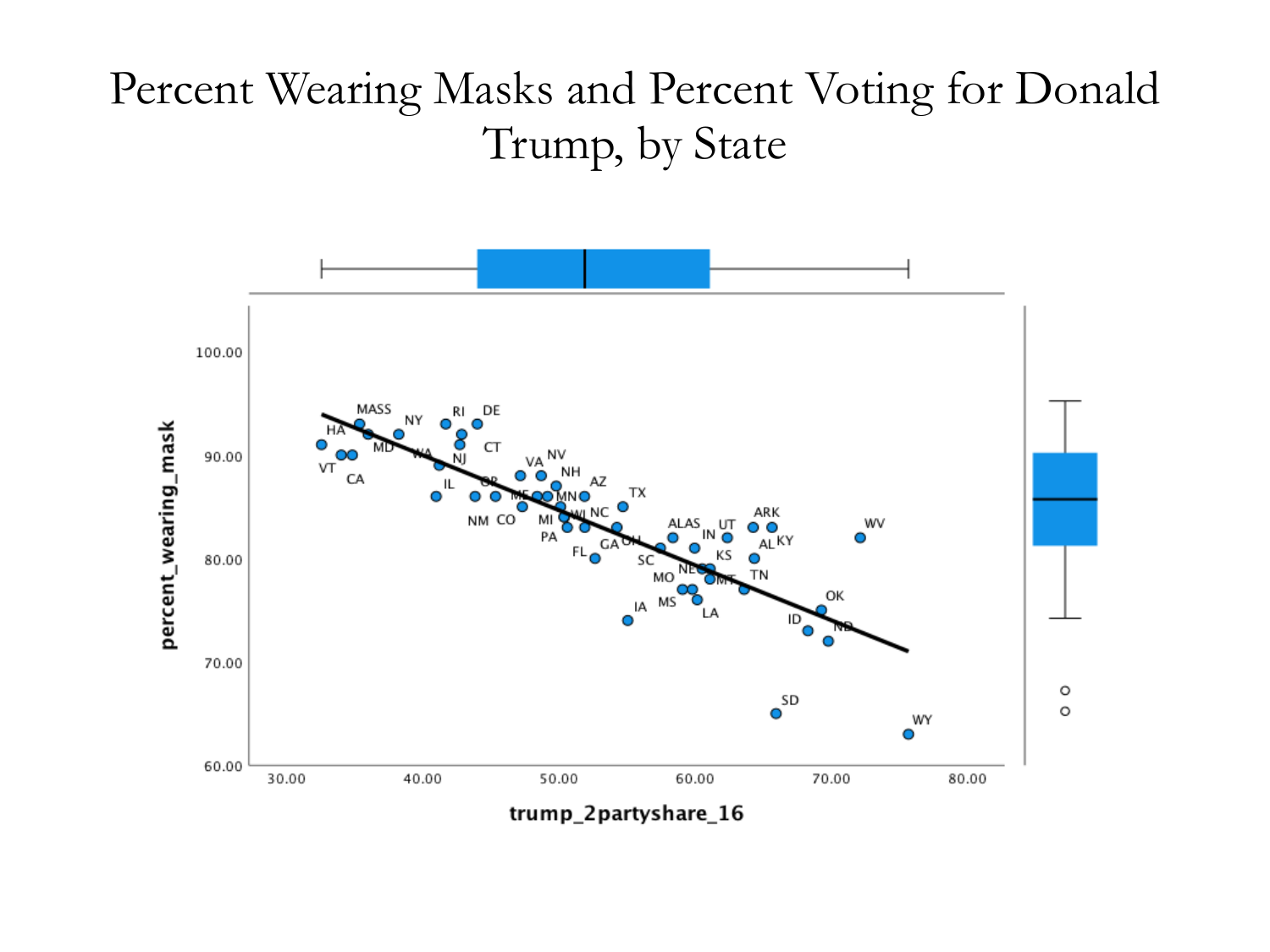# Percent Wearing Masks and Percent Voting for Donald Trump, by State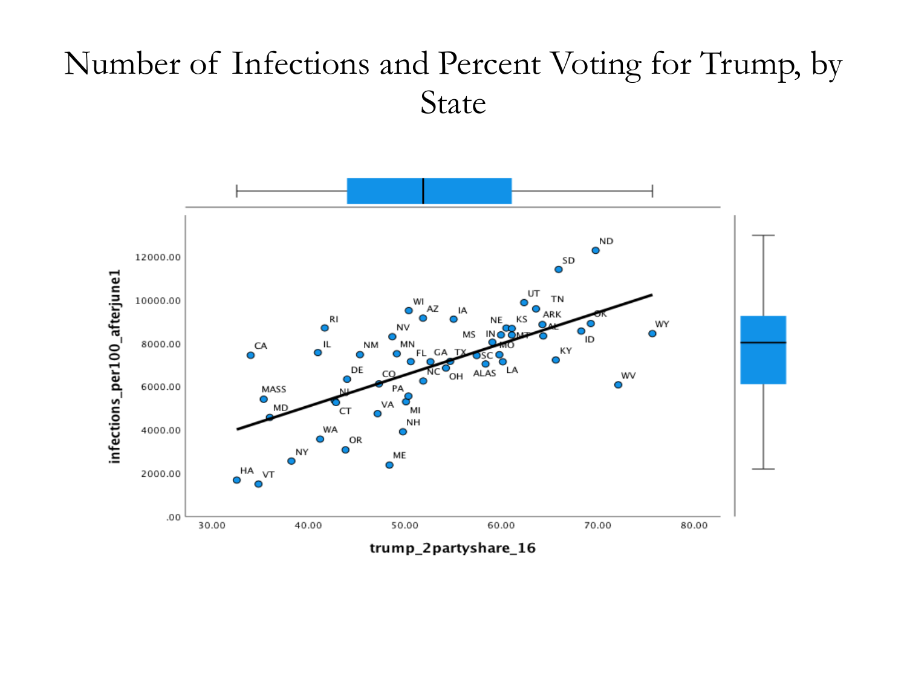# Number of Infections and Percent Voting for Trump, by State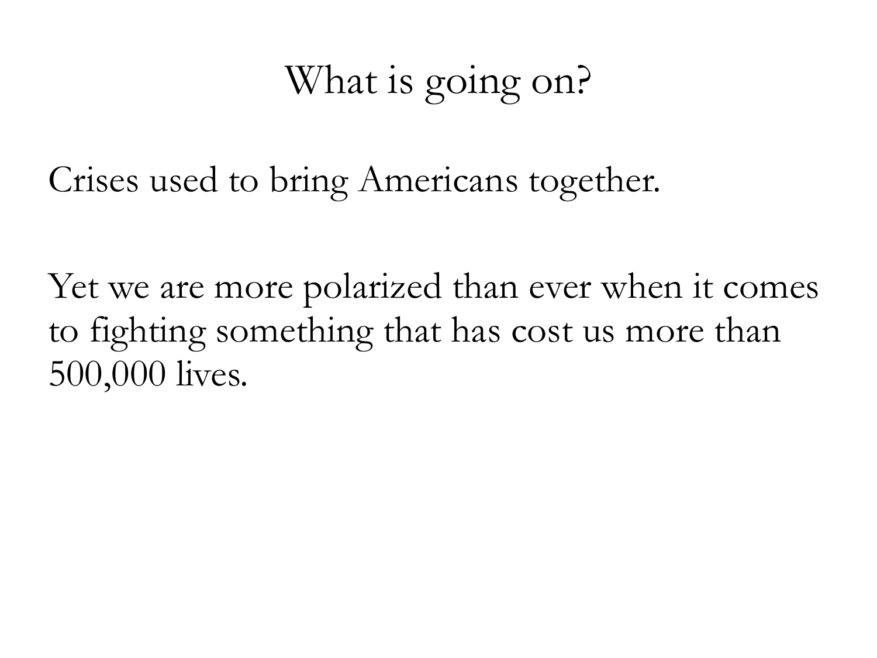# What is going on?

Crises used to bring Americans together.

Yet we are more polarized than ever when it comes to fighting something that has cost us more than 500,000 lives.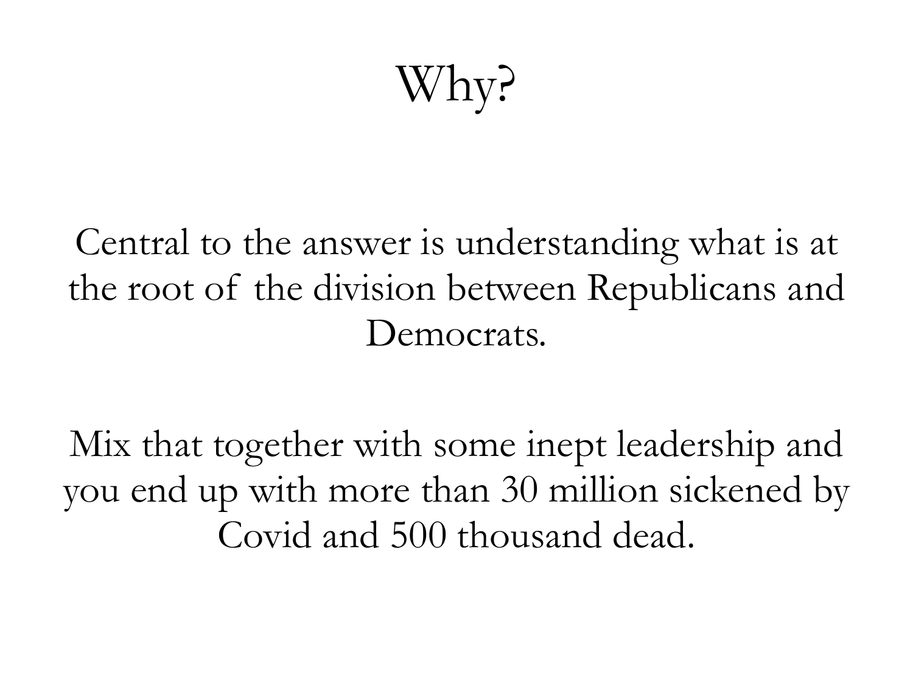# Why?

Central to the answer is understanding what is at the root of the division between Republicans and Democrats.

Mix that together with some inept leadership and you end up with more than 30 million sickened by Covid and 500 thousand dead.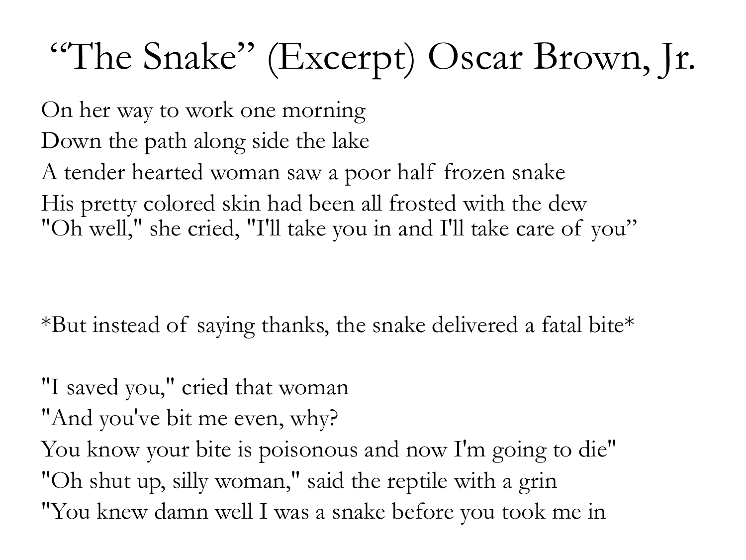# “The Snake” (Excerpt) Oscar Brown, Jr.

On her way to work one morning
Down the path along side the lake
A tender hearted woman saw a poor half frozen snake
His pretty colored skin had been all frosted with the dew
"Oh well," she cried, "I'll take you in and I'll take care of you”

*But instead of saying thanks, the snake delivered a fatal bite*

"I saved you," cried that woman
"And you've bit me even, why?
You know your bite is poisonous and now I'm going to die"
"Oh shut up, silly woman," said the reptile with a grin
"You knew damn well I was a snake before you took me in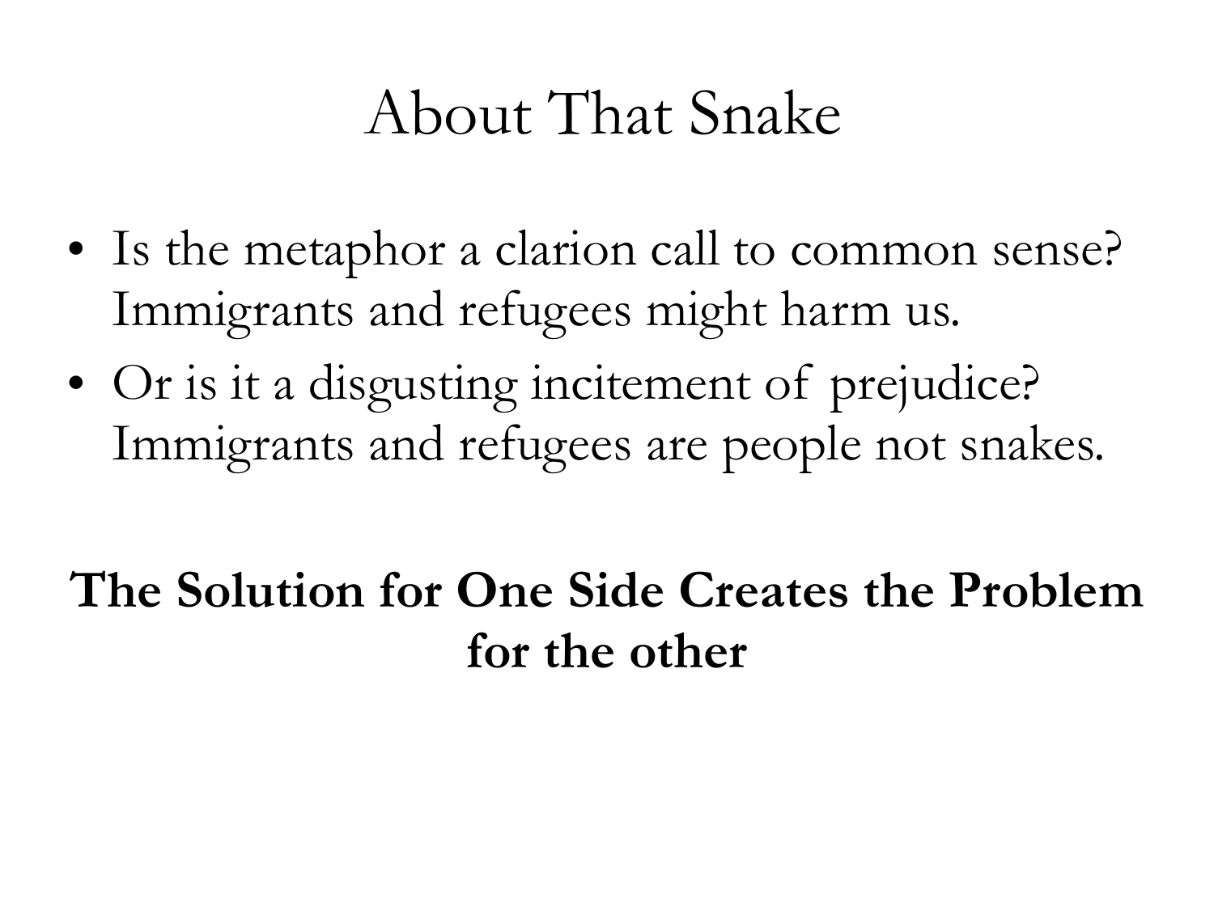# About That Snake

- Is the metaphor a clarion call to common sense? Immigrants and refugees might harm us.
- Or is it a disgusting incitement of prejudice? Immigrants and refugees are people not snakes.

**The Solution for One Side Creates the Problem for the other**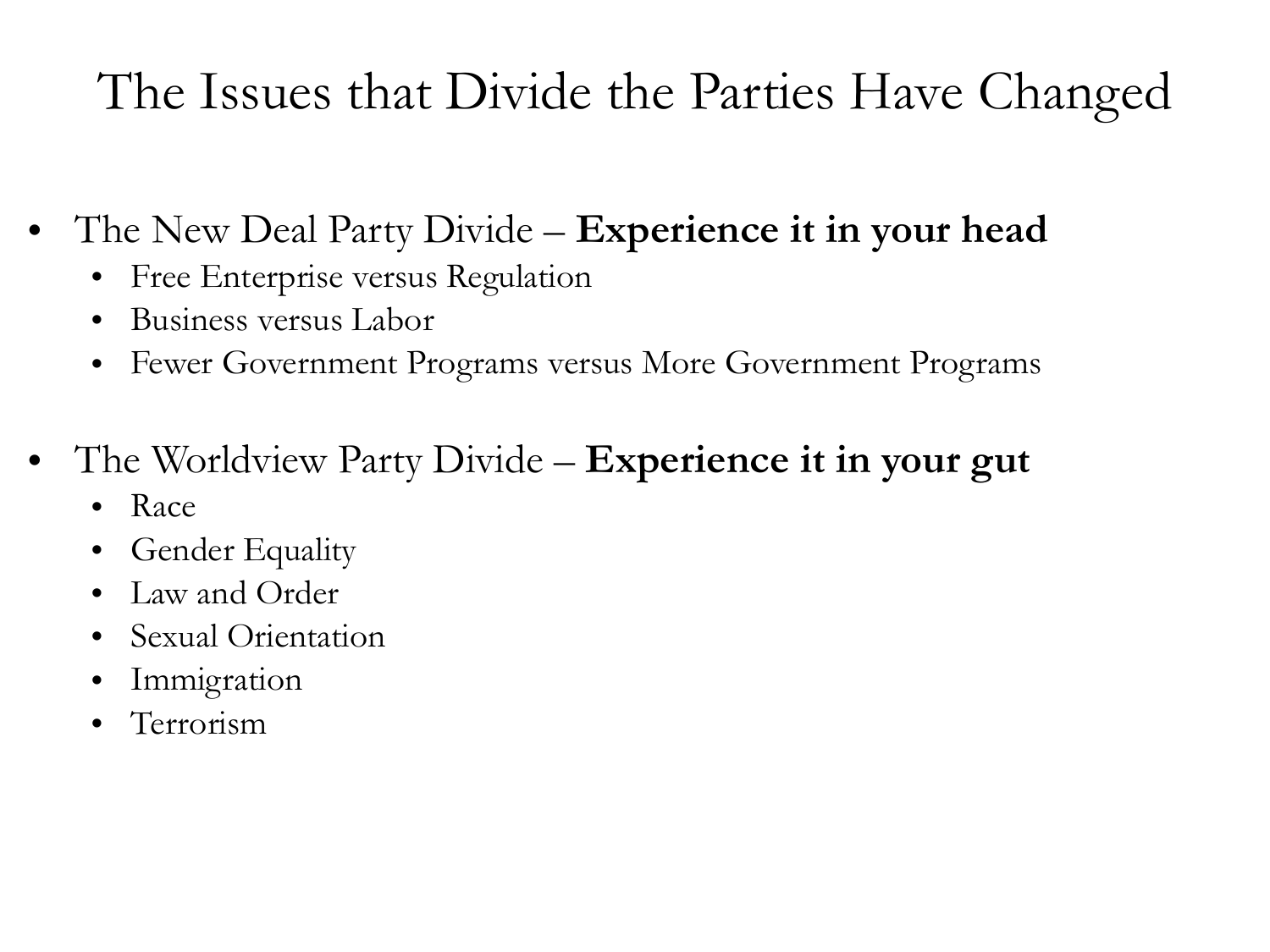# The Issues that Divide the Parties Have Changed

- The New Deal Party Divide – **Experience it in your head**
  - Free Enterprise versus Regulation
  - Business versus Labor
  - Fewer Government Programs versus More Government Programs
- The Worldview Party Divide – **Experience it in your gut**
  - Race
  - Gender Equality
  - Law and Order
  - Sexual Orientation
  - Immigration
  - Terrorism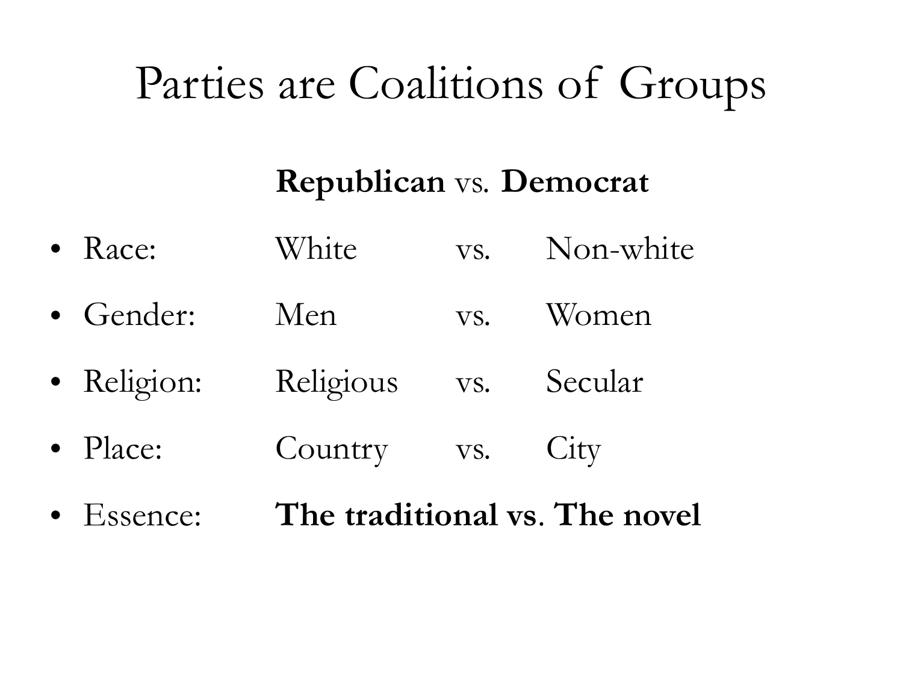# Parties are Coalitions of Groups

| | **Republican** vs. **Democrat** | | |
|---|---|---|---|
| • Race: | White | vs. | Non-white |
| • Gender: | Men | vs. | Women |
| • Religion: | Religious | vs. | Secular |
| • Place: | Country | vs. | City |
| • Essence: | **The traditional vs. The novel** | | |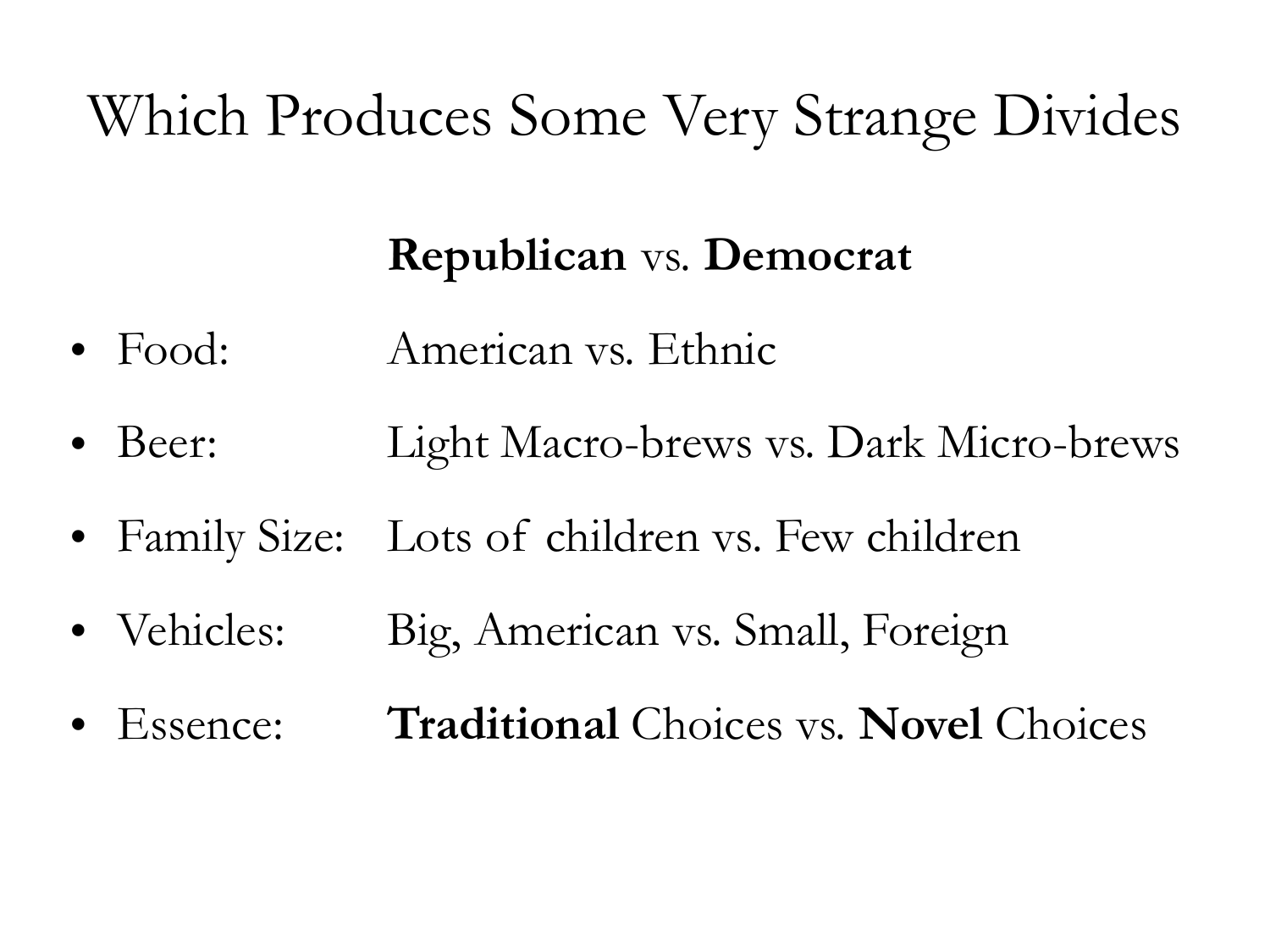# Which Produces Some Very Strange Divides

| | **Republican** vs. **Democrat** |
|---|---|
| Food: | American vs. Ethnic |
| Beer: | Light Macro-brews vs. Dark Micro-brews |
| Family Size: | Lots of children vs. Few children |
| Vehicles: | Big, American vs. Small, Foreign |
| Essence: | **Traditional** Choices vs. **Novel** Choices |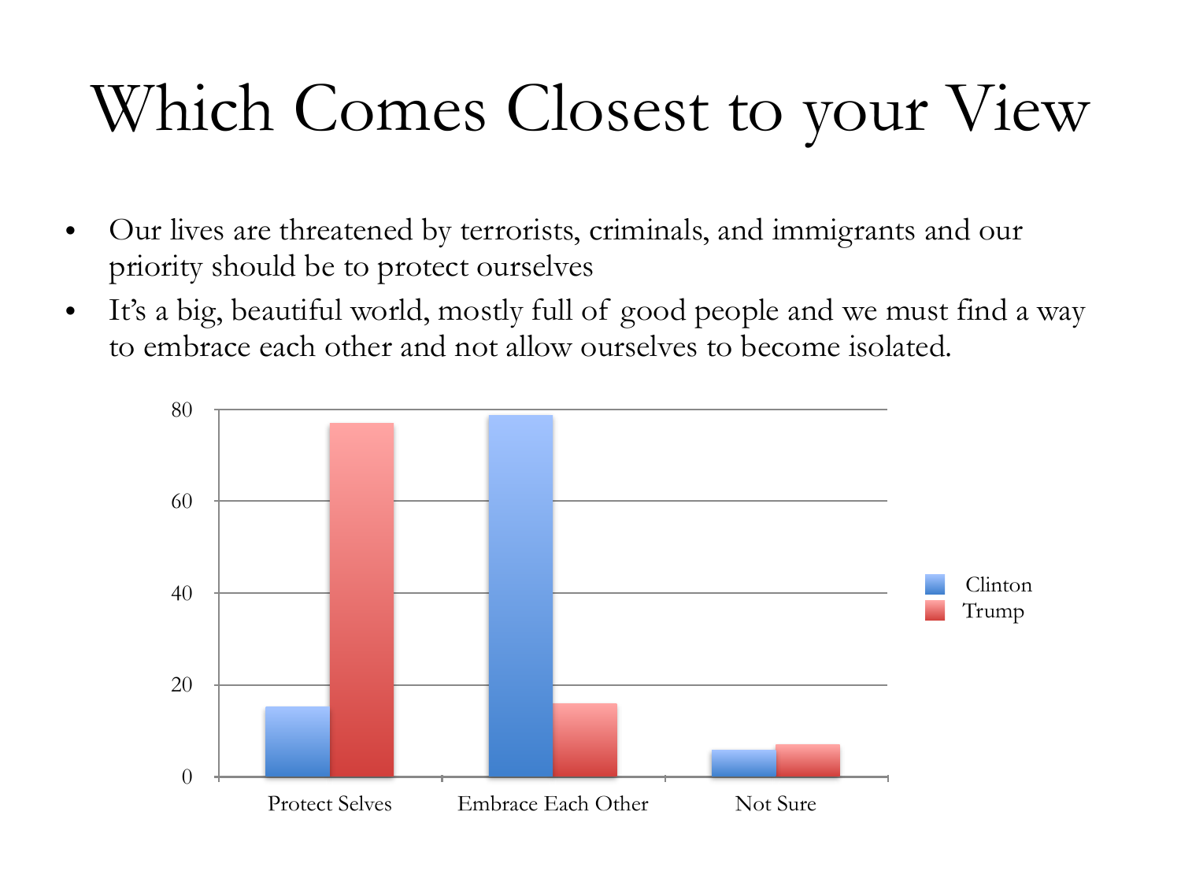# Which Comes Closest to your View

- Our lives are threatened by terrorists, criminals, and immigrants and our priority should be to protect ourselves
- It's a big, beautiful world, mostly full of good people and we must find a way to embrace each other and not allow ourselves to become isolated.

| | Clinton | Trump |
|---|---|---|
| Protect Selves | 15 | 77 |
| Embrace Each Other | 79 | 16 |
| Not Sure | 6 | 7 |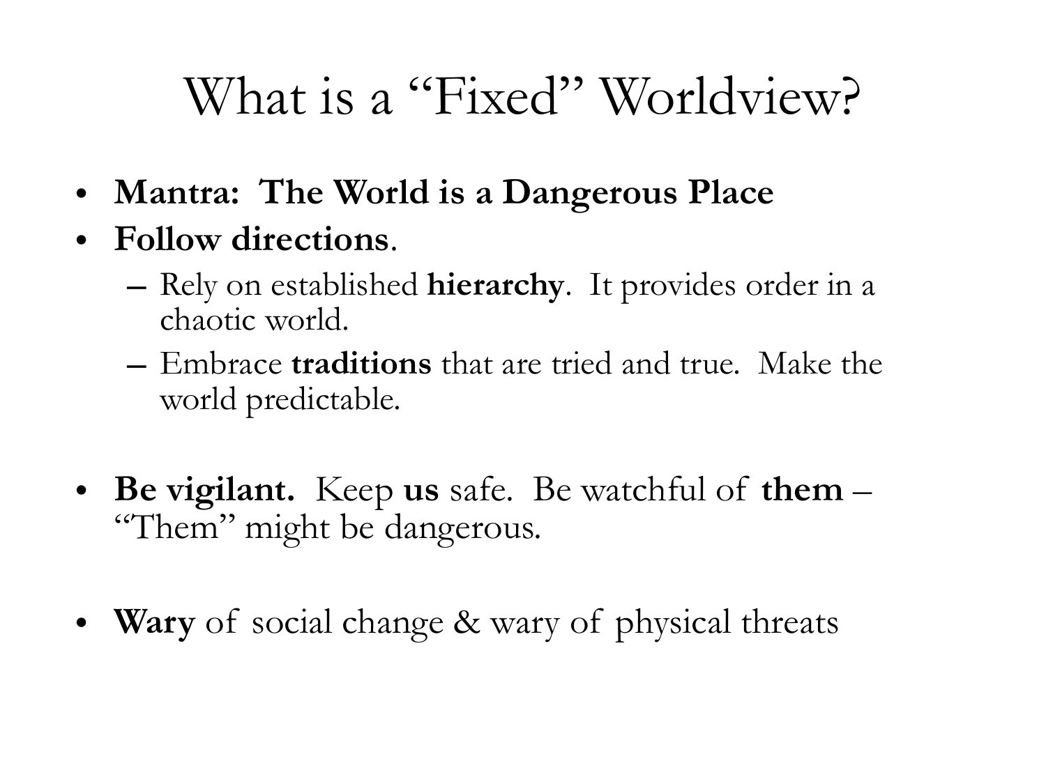# What is a "Fixed" Worldview?

- **Mantra: The World is a Dangerous Place**
- **Follow directions**.
  - Rely on established **hierarchy**. It provides order in a chaotic world.
  - Embrace **traditions** that are tried and true. Make the world predictable.
- **Be vigilant.** Keep **us** safe. Be watchful of **them** – "Them" might be dangerous.
- **Wary** of social change & wary of physical threats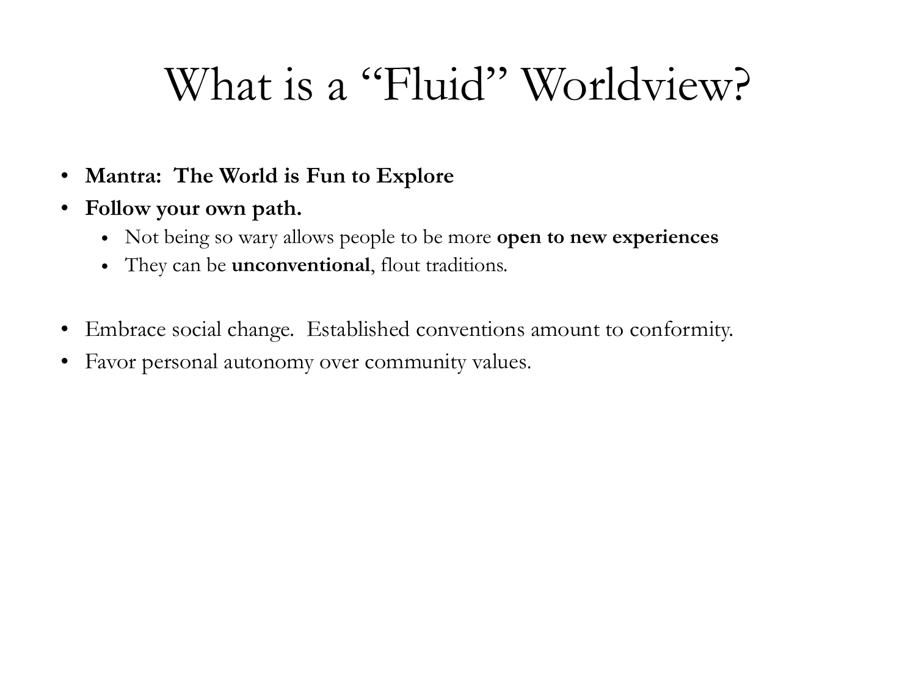# What is a "Fluid" Worldview?

- **Mantra: The World is Fun to Explore**
- **Follow your own path.**
  - Not being so wary allows people to be more **open to new experiences**
  - They can be **unconventional**, flout traditions.

- Embrace social change. Established conventions amount to conformity.
- Favor personal autonomy over community values.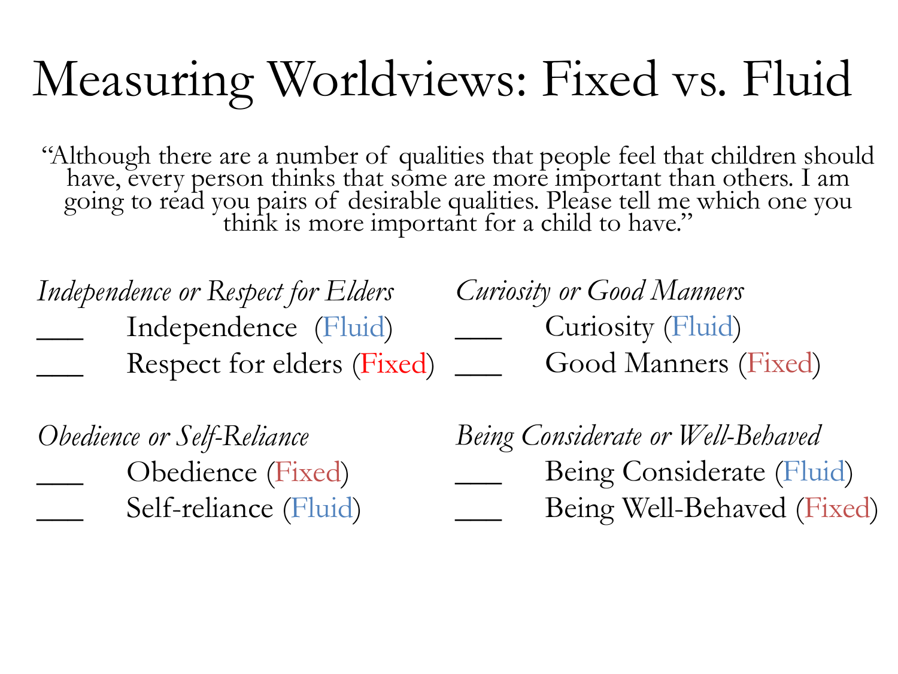# Measuring Worldviews: Fixed vs. Fluid

"Although there are a number of qualities that people feel that children should have, every person thinks that some are more important than others. I am going to read you pairs of desirable qualities. Please tell me which one you think is more important for a child to have."

*Independence or Respect for Elders*

___ Independence (Fluid)

___ Respect for elders (Fixed)

*Obedience or Self-Reliance*

___ Obedience (Fixed)

___ Self-reliance (Fluid)

*Curiosity or Good Manners*

___ Curiosity (Fluid)

___ Good Manners (Fixed)

*Being Considerate or Well-Behaved*

___ Being Considerate (Fluid)

___ Being Well-Behaved (Fixed)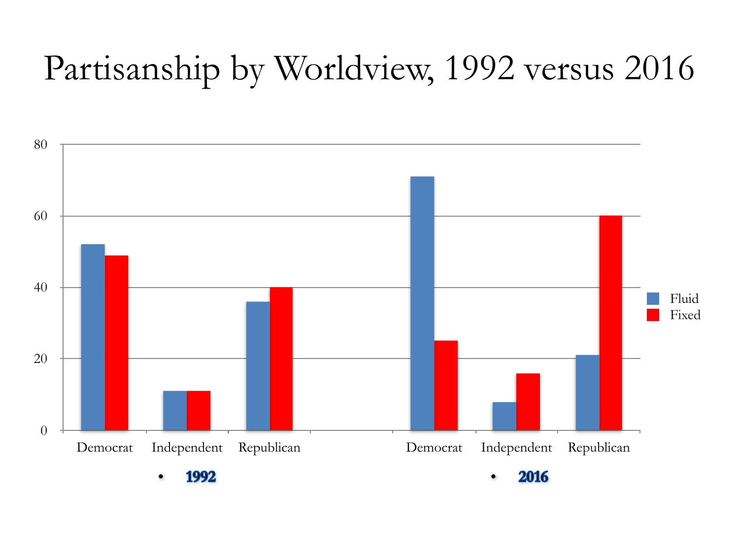# Partisanship by Worldview, 1992 versus 2016

| | Democrat (1992) | Independent (1992) | Republican (1992) | Democrat (2016) | Independent (2016) | Republican (2016) |
|---|---|---|---|---|---|---|
| Fluid | 52 | 11 | 36 | 71 | 8 | 21 |
| Fixed | 49 | 11 | 40 | 25 | 16 | 60 |

- **1992**
- **2016**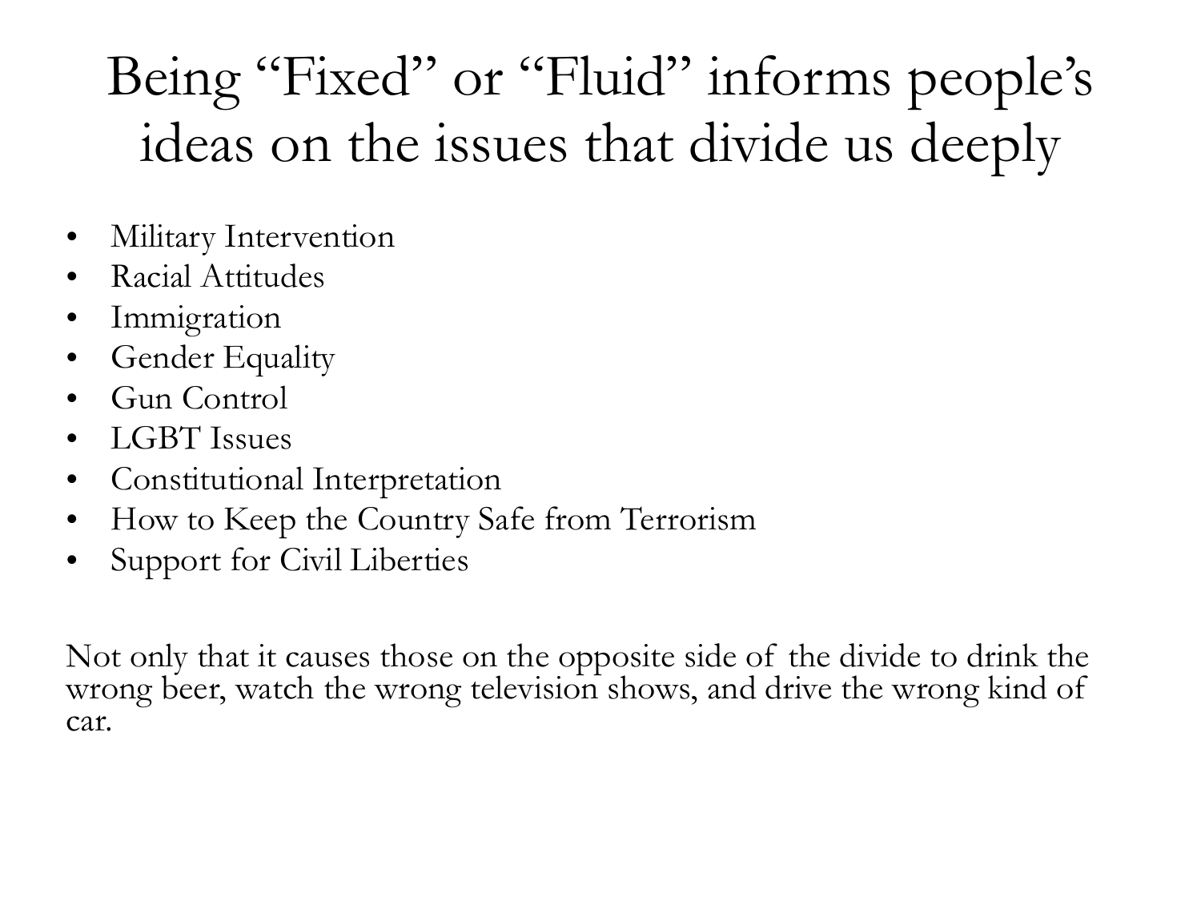# Being "Fixed" or "Fluid" informs people's ideas on the issues that divide us deeply

- Military Intervention
- Racial Attitudes
- Immigration
- Gender Equality
- Gun Control
- LGBT Issues
- Constitutional Interpretation
- How to Keep the Country Safe from Terrorism
- Support for Civil Liberties

Not only that it causes those on the opposite side of the divide to drink the wrong beer, watch the wrong television shows, and drive the wrong kind of car.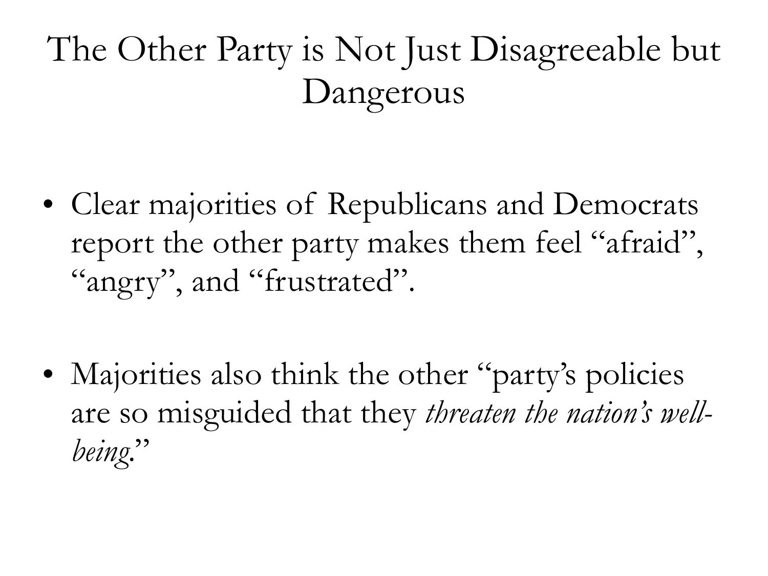# The Other Party is Not Just Disagreeable but Dangerous

- Clear majorities of Republicans and Democrats report the other party makes them feel "afraid", "angry", and "frustrated".

- Majorities also think the other "party's policies are so misguided that they *threaten the nation's well-being*."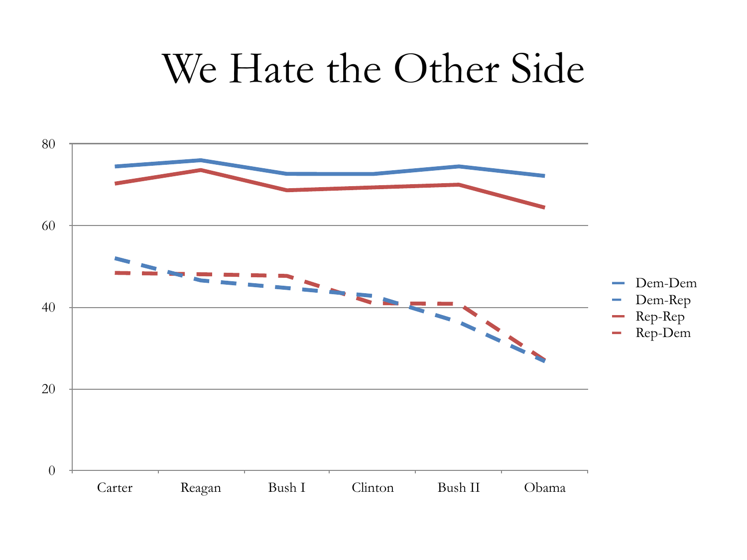# We Hate the Other Side

80

60

40

20

0

Carter

Reagan

Bush I

Clinton

Bush II

Obama

Dem-Dem

Dem-Rep

Rep-Rep

Rep-Dem